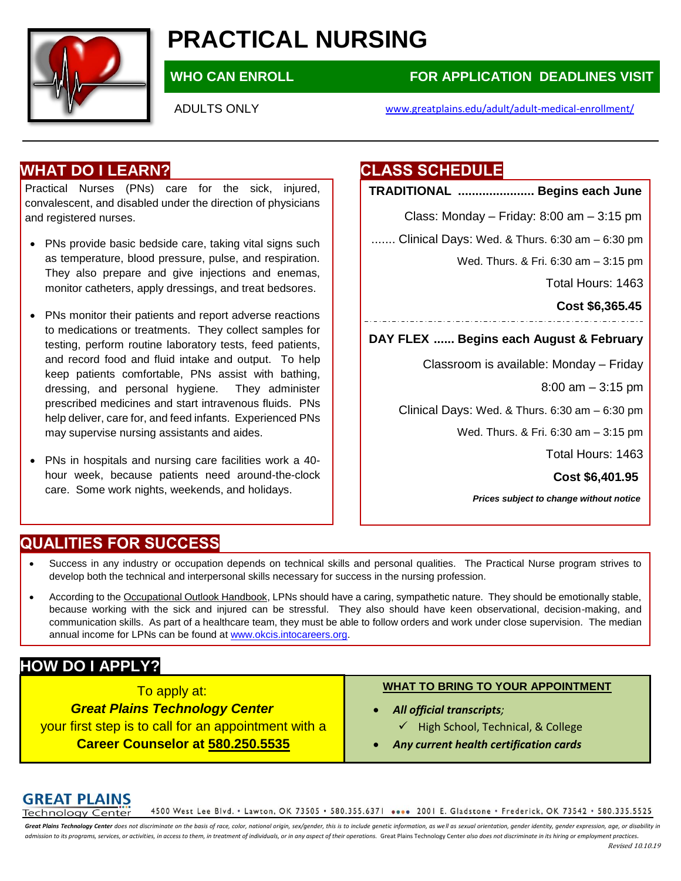# PRACTICAL NURSING

**WHO CAN ENROLL**

ADULTS ONLY

**FOR APPLICATION DEADLINES VISIT**

www.greatplains.edu/adult/adult-medical-enrollment/

## WHAT DO I LEARN?

Practical Nurses (PNs) care for the sick, injured, convalescent, and disabled under the direction of physicians and registered nurses.

- PNs provide basic bedside care, taking vital signs such as temperature, blood pressure, pulse, and respiration. They also prepare and give injections and enemas, monitor catheters, apply dressings, and treat bedsores.
- PNs monitor their patients and report adverse reactions to medications or treatments. They collect samples for testing, perform routine laboratory tests, feed patients, and record food and fluid intake and output. To help keep patients comfortable, PNs assist with bathing, dressing, and personal hygiene. They administer prescribed medicines and start intravenous fluids. PNs help deliver, care for, and feed infants. Experienced PNs may supervise nursing assistants and aides.
- PNs in hospitals and nursing care facilities work a 40-hour week, because patients need around-the-clock care. Some work nights, weekends, and holidays.

## CLASS SCHEDULE

**TRADITIONAL ...................... Begins each June**

Class: Monday – Friday: 8:00 am – 3:15 pm

....... Clinical Days: Wed. & Thurs. 6:30 am – 6:30 pm

Wed. Thurs. & Fri. 6:30 am – 3:15 pm

Total Hours: 1463

**Cost $6,365.45**

**DAY FLEX ...... Begins each August & February**

Classroom is available: Monday – Friday

8:00 am – 3:15 pm

Clinical Days: Wed. & Thurs. 6:30 am – 6:30 pm

Wed. Thurs. & Fri. 6:30 am – 3:15 pm

Total Hours: 1463

**Cost $6,401.95**

***Prices subject to change without notice***

## QUALITIES FOR SUCCESS

- Success in any industry or occupation depends on technical skills and personal qualities. The Practical Nurse program strives to develop both the technical and interpersonal skills necessary for success in the nursing profession.
- According to the Occupational Outlook Handbook, LPNs should have a caring, sympathetic nature. They should be emotionally stable, because working with the sick and injured can be stressful. They also should have keen observational, decision-making, and communication skills. As part of a healthcare team, they must be able to follow orders and work under close supervision. The median annual income for LPNs can be found at www.okcis.intocareers.org.

## HOW DO I APPLY?

To apply at:
***Great Plains Technology Center***
your first step is to call for an appointment with a
**Career Counselor at 580.250.5535**

**WHAT TO BRING TO YOUR APPOINTMENT**

- ***All official transcripts;***
  - ✓ High School, Technical, & College
- ***Any current health certification cards***

**GREAT PLAINS** Technology Center

4500 West Lee Blvd. • Lawton, OK 73505 • 580.355.6371 •••• 2001 E. Gladstone • Frederick, OK 73542 • 580.335.5525

***Great Plains Technology Center** does not discriminate on the basis of race, color, national origin, sex/gender, this is to include genetic information, as well as sexual orientation, gender identity, gender expression, age, or disability in admission to its programs, services, or activities, in access to them, in treatment of individuals, or in any aspect of their operations.* Great Plains Technology Center *also does not discriminate in its hiring or employment practices.*

*Revised 10.10.19*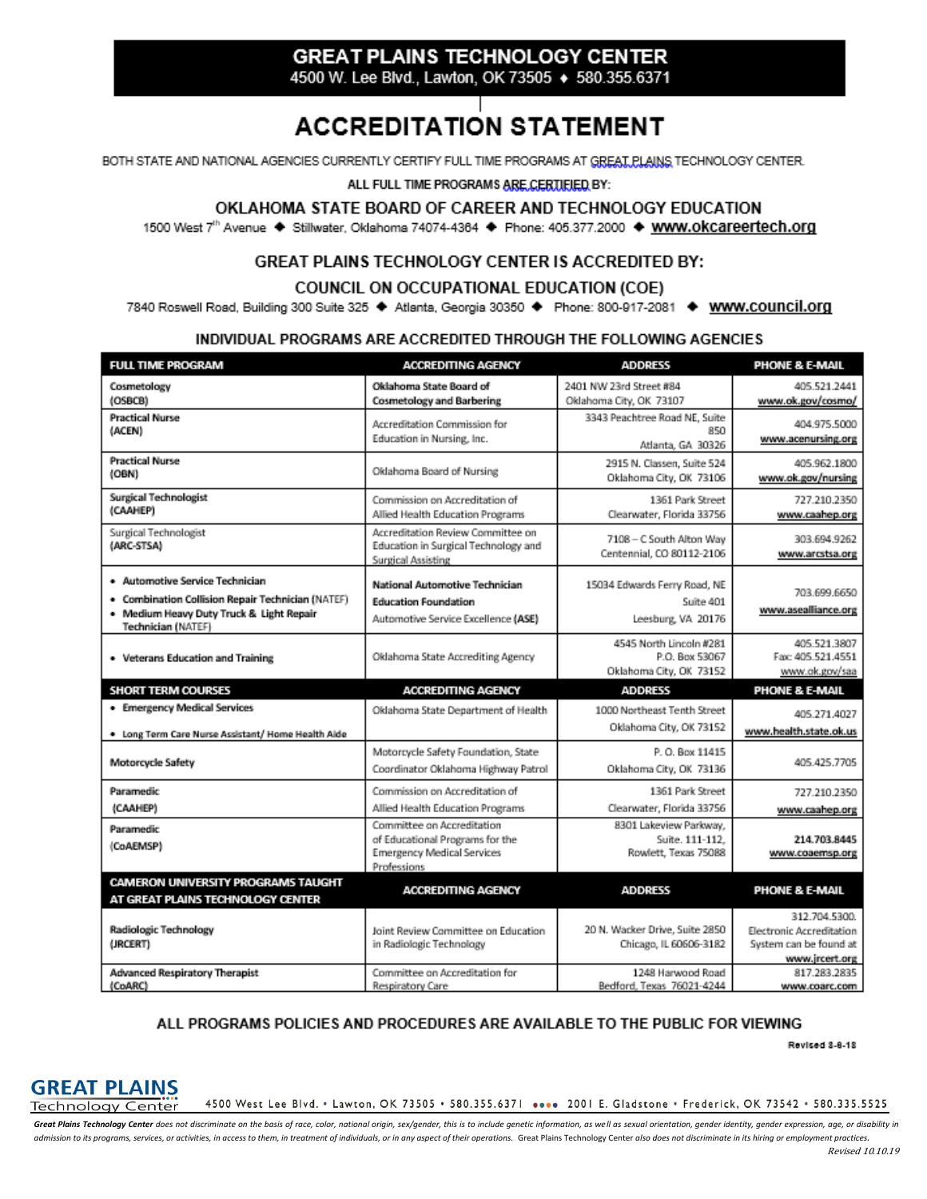# GREAT PLAINS TECHNOLOGY CENTER

4500 W. Lee Blvd., Lawton, OK 73505 ♦ 580.355.6371

# ACCREDITATION STATEMENT

BOTH STATE AND NATIONAL AGENCIES CURRENTLY CERTIFY FULL TIME PROGRAMS AT GREAT PLAINS TECHNOLOGY CENTER.

ALL FULL TIME PROGRAMS ARE CERTIFIED BY:

## OKLAHOMA STATE BOARD OF CAREER AND TECHNOLOGY EDUCATION

1500 West 7th Avenue ◆ Stillwater, Oklahoma 74074-4364 ◆ Phone: 405.377.2000 ◆ www.okcareertech.org

## GREAT PLAINS TECHNOLOGY CENTER IS ACCREDITED BY:

## COUNCIL ON OCCUPATIONAL EDUCATION (COE)

7840 Roswell Road, Building 300 Suite 325 ◆ Atlanta, Georgia 30350 ◆ Phone: 800-917-2081 ◆ www.council.org

### INDIVIDUAL PROGRAMS ARE ACCREDITED THROUGH THE FOLLOWING AGENCIES

| FULL TIME PROGRAM | ACCREDITING AGENCY | ADDRESS | PHONE & E-MAIL |
|---|---|---|---|
| Cosmetology (OSBCB) | Oklahoma State Board of Cosmetology and Barbering | 2401 NW 23rd Street #84 Oklahoma City, OK 73107 | 405.521.2441 www.ok.gov/cosmo/ |
| Practical Nurse (ACEN) | Accreditation Commission for Education in Nursing, Inc. | 3343 Peachtree Road NE, Suite 850 Atlanta, GA 30326 | 404.975.5000 www.acenursing.org |
| Practical Nurse (OBN) | Oklahoma Board of Nursing | 2915 N. Classen, Suite 524 Oklahoma City, OK 73106 | 405.962.1800 www.ok.gov/nursing |
| Surgical Technologist (CAAHEP) | Commission on Accreditation of Allied Health Education Programs | 1361 Park Street Clearwater, Florida 33756 | 727.210.2350 www.caahep.org |
| Surgical Technologist (ARC-STSA) | Accreditation Review Committee on Education in Surgical Technology and Surgical Assisting | 7108 – C South Alton Way Centennial, CO 80112-2106 | 303.694.9262 www.arcstsa.org |
| • Automotive Service Technician<br>• Combination Collision Repair Technician (NATEF)<br>• Medium Heavy Duty Truck & Light Repair Technician (NATEF) | National Automotive Technician Education Foundation<br>Automotive Service Excellence (ASE) | 15034 Edwards Ferry Road, NE Suite 401 Leesburg, VA 20176 | 703.699.6650 www.asealliance.org |
| • Veterans Education and Training | Oklahoma State Accrediting Agency | 4545 North Lincoln #281 P.O. Box 53067 Oklahoma City, OK 73152 | 405.521.3807 Fax: 405.521.4551 www.ok.gov/saa |
| **SHORT TERM COURSES** | **ACCREDITING AGENCY** | **ADDRESS** | **PHONE & E-MAIL** |
| • Emergency Medical Services<br>• Long Term Care Nurse Assistant/ Home Health Aide | Oklahoma State Department of Health | 1000 Northeast Tenth Street Oklahoma City, OK 73152 | 405.271.4027 www.health.state.ok.us |
| Motorcycle Safety | Motorcycle Safety Foundation, State Coordinator Oklahoma Highway Patrol | P. O. Box 11415 Oklahoma City, OK 73136 | 405.425.7705 |
| Paramedic (CAAHEP) | Commission on Accreditation of Allied Health Education Programs | 1361 Park Street Clearwater, Florida 33756 | 727.210.2350 www.caahep.org |
| Paramedic (CoAEMSP) | Committee on Accreditation of Educational Programs for the Emergency Medical Services Professions | 8301 Lakeview Parkway, Suite. 111-112, Rowlett, Texas 75088 | 214.703.8445 www.coaemsp.org |
| **CAMERON UNIVERSITY PROGRAMS TAUGHT AT GREAT PLAINS TECHNOLOGY CENTER** | **ACCREDITING AGENCY** | **ADDRESS** | **PHONE & E-MAIL** |
| Radiologic Technology (JRCERT) | Joint Review Committee on Education in Radiologic Technology | 20 N. Wacker Drive, Suite 2850 Chicago, IL 60606-3182 | 312.704.5300. Electronic Accreditation System can be found at www.jrcert.org |
| Advanced Respiratory Therapist (CoARC) | Committee on Accreditation for Respiratory Care | 1248 Harwood Road Bedford, Texas 76021-4244 | 817.283.2835 www.coarc.com |

ALL PROGRAMS POLICIES AND PROCEDURES ARE AVAILABLE TO THE PUBLIC FOR VIEWING

Revised 8-8-18

GREAT PLAINS Technology Center

4500 West Lee Blvd. • Lawton, OK 73505 • 580.355.6371 •••• 2001 E. Gladstone • Frederick, OK 73542 • 580.335.5525

*Great Plains Technology Center does not discriminate on the basis of race, color, national origin, sex/gender, this is to include genetic information, as well as sexual orientation, gender identity, gender expression, age, or disability in admission to its programs, services, or activities, in access to them, in treatment of individuals, or in any aspect of their operations. Great Plains Technology Center also does not discriminate in its hiring or employment practices.*

*Revised 10.10.19*